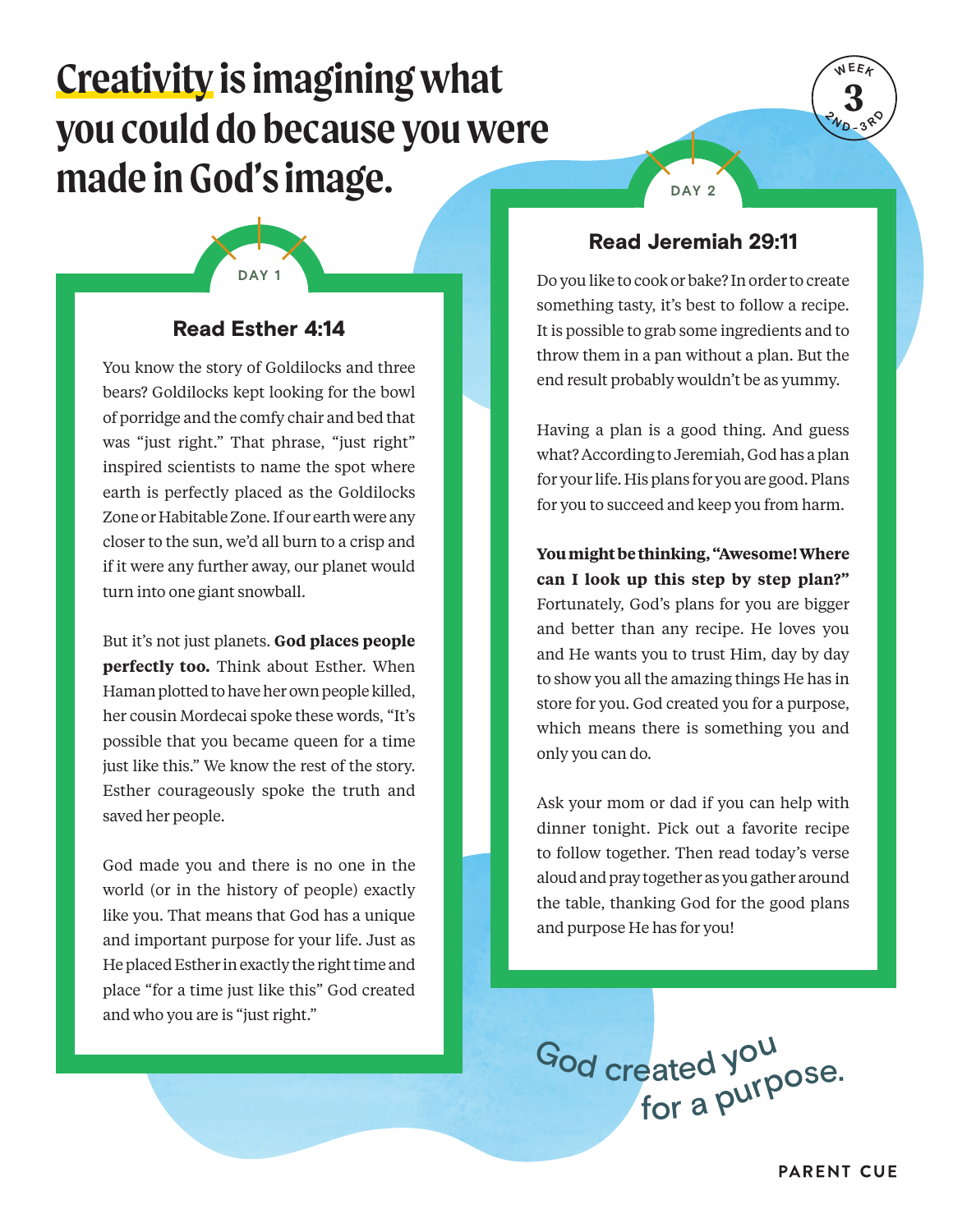# Creativity is imagining what you could do because you were made in God's image.

WEEK 3
2ND-3RD

## DAY 1

### Read Esther 4:14

You know the story of Goldilocks and three bears? Goldilocks kept looking for the bowl of porridge and the comfy chair and bed that was "just right." That phrase, "just right" inspired scientists to name the spot where earth is perfectly placed as the Goldilocks Zone or Habitable Zone. If our earth were any closer to the sun, we'd all burn to a crisp and if it were any further away, our planet would turn into one giant snowball.

But it's not just planets. **God places people perfectly too.** Think about Esther. When Haman plotted to have her own people killed, her cousin Mordecai spoke these words, "It's possible that you became queen for a time just like this." We know the rest of the story. Esther courageously spoke the truth and saved her people.

God made you and there is no one in the world (or in the history of people) exactly like you. That means that God has a unique and important purpose for your life. Just as He placed Esther in exactly the right time and place "for a time just like this" God created and who you are is "just right."

## DAY 2

### Read Jeremiah 29:11

Do you like to cook or bake? In order to create something tasty, it's best to follow a recipe. It is possible to grab some ingredients and to throw them in a pan without a plan. But the end result probably wouldn't be as yummy.

Having a plan is a good thing. And guess what? According to Jeremiah, God has a plan for your life. His plans for you are good. Plans for you to succeed and keep you from harm.

**You might be thinking, "Awesome! Where can I look up this step by step plan?"** Fortunately, God's plans for you are bigger and better than any recipe. He loves you and He wants you to trust Him, day by day to show you all the amazing things He has in store for you. God created you for a purpose, which means there is something you and only you can do.

Ask your mom or dad if you can help with dinner tonight. Pick out a favorite recipe to follow together. Then read today's verse aloud and pray together as you gather around the table, thanking God for the good plans and purpose He has for you!

God created you for a purpose.

PARENT CUE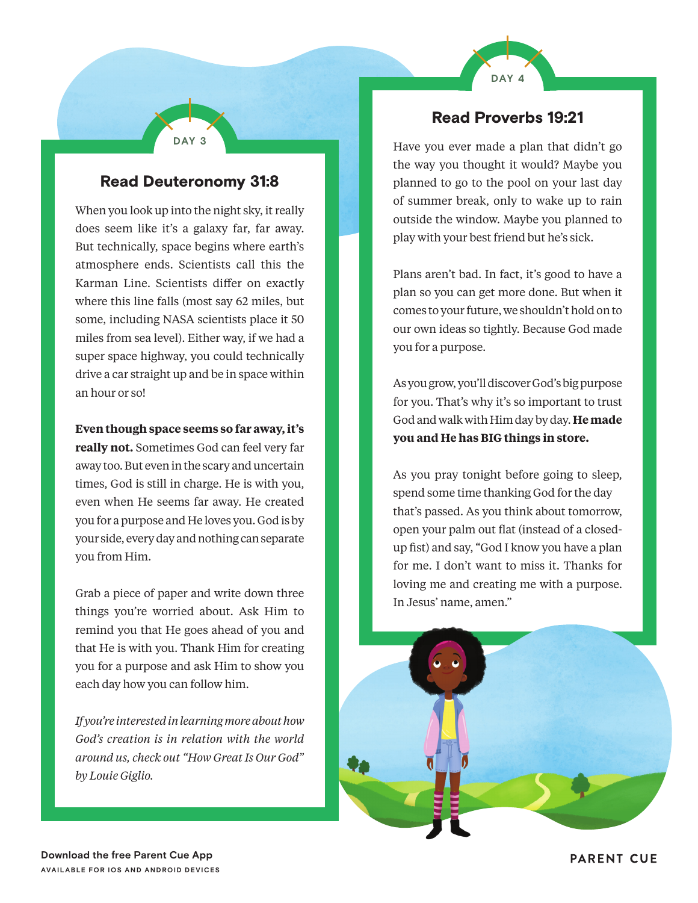DAY 3

## Read Deuteronomy 31:8

When you look up into the night sky, it really does seem like it's a galaxy far, far away. But technically, space begins where earth's atmosphere ends. Scientists call this the Karman Line. Scientists differ on exactly where this line falls (most say 62 miles, but some, including NASA scientists place it 50 miles from sea level). Either way, if we had a super space highway, you could technically drive a car straight up and be in space within an hour or so!

**Even though space seems so far away, it's really not.** Sometimes God can feel very far away too. But even in the scary and uncertain times, God is still in charge. He is with you, even when He seems far away. He created you for a purpose and He loves you. God is by your side, every day and nothing can separate you from Him.

Grab a piece of paper and write down three things you're worried about. Ask Him to remind you that He goes ahead of you and that He is with you. Thank Him for creating you for a purpose and ask Him to show you each day how you can follow him.

*If you're interested in learning more about how God's creation is in relation with the world around us, check out "How Great Is Our God" by Louie Giglio.*

DAY 4

## Read Proverbs 19:21

Have you ever made a plan that didn't go the way you thought it would? Maybe you planned to go to the pool on your last day of summer break, only to wake up to rain outside the window. Maybe you planned to play with your best friend but he's sick.

Plans aren't bad. In fact, it's good to have a plan so you can get more done. But when it comes to your future, we shouldn't hold on to our own ideas so tightly. Because God made you for a purpose.

As you grow, you'll discover God's big purpose for you. That's why it's so important to trust God and walk with Him day by day. **He made you and He has BIG things in store.**

As you pray tonight before going to sleep, spend some time thanking God for the day that's passed. As you think about tomorrow, open your palm out flat (instead of a closed-up fist) and say, "God I know you have a plan for me. I don't want to miss it. Thanks for loving me and creating me with a purpose. In Jesus' name, amen."

**Download the free Parent Cue App**

AVAILABLE FOR IOS AND ANDROID DEVICES

PARENT CUE